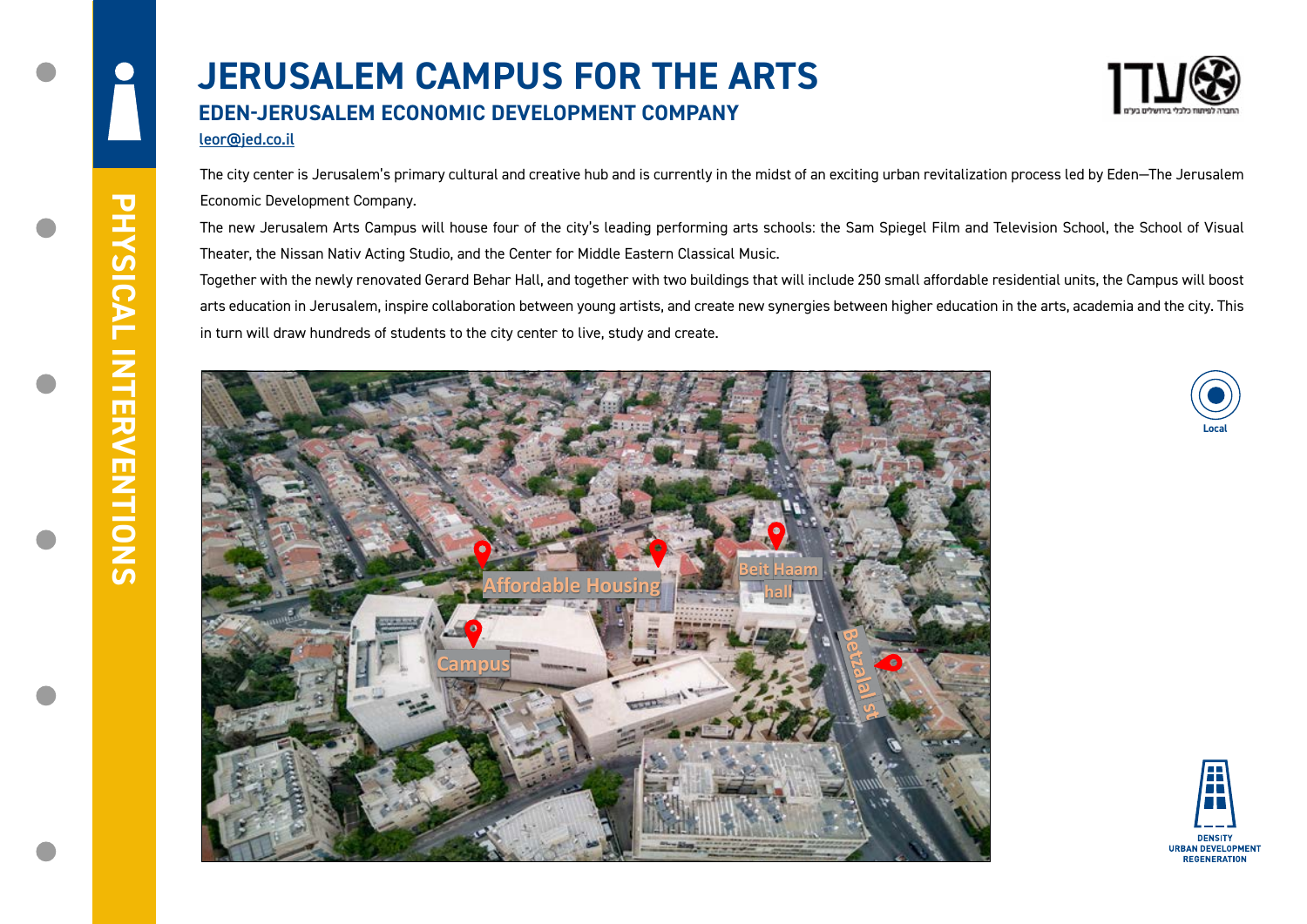# JERUSALEM CAMPUS FOR THE ARTS

## EDEN-JERUSALEM ECONOMIC DEVELOPMENT COMPANY

leor@jed.co.il

The city center is Jerusalem's primary cultural and creative hub and is currently in the midst of an exciting urban revitalization process led by Eden—The Jerusalem Economic Development Company.

The new Jerusalem Arts Campus will house four of the city's leading performing arts schools: the Sam Spiegel Film and Television School, the School of Visual Theater, the Nissan Nativ Acting Studio, and the Center for Middle Eastern Classical Music.

Together with the newly renovated Gerard Behar Hall, and together with two buildings that will include 250 small affordable residential units, the Campus will boost arts education in Jerusalem, inspire collaboration between young artists, and create new synergies between higher education in the arts, academia and the city. This in turn will draw hundreds of students to the city center to live, study and create.

Affordable Housing

Beit Haam hall

Campus

Betzalal st

Local

DENSITY
URBAN DEVELOPMENT
REGENERATION

PHYSICAL INTERVENTIONS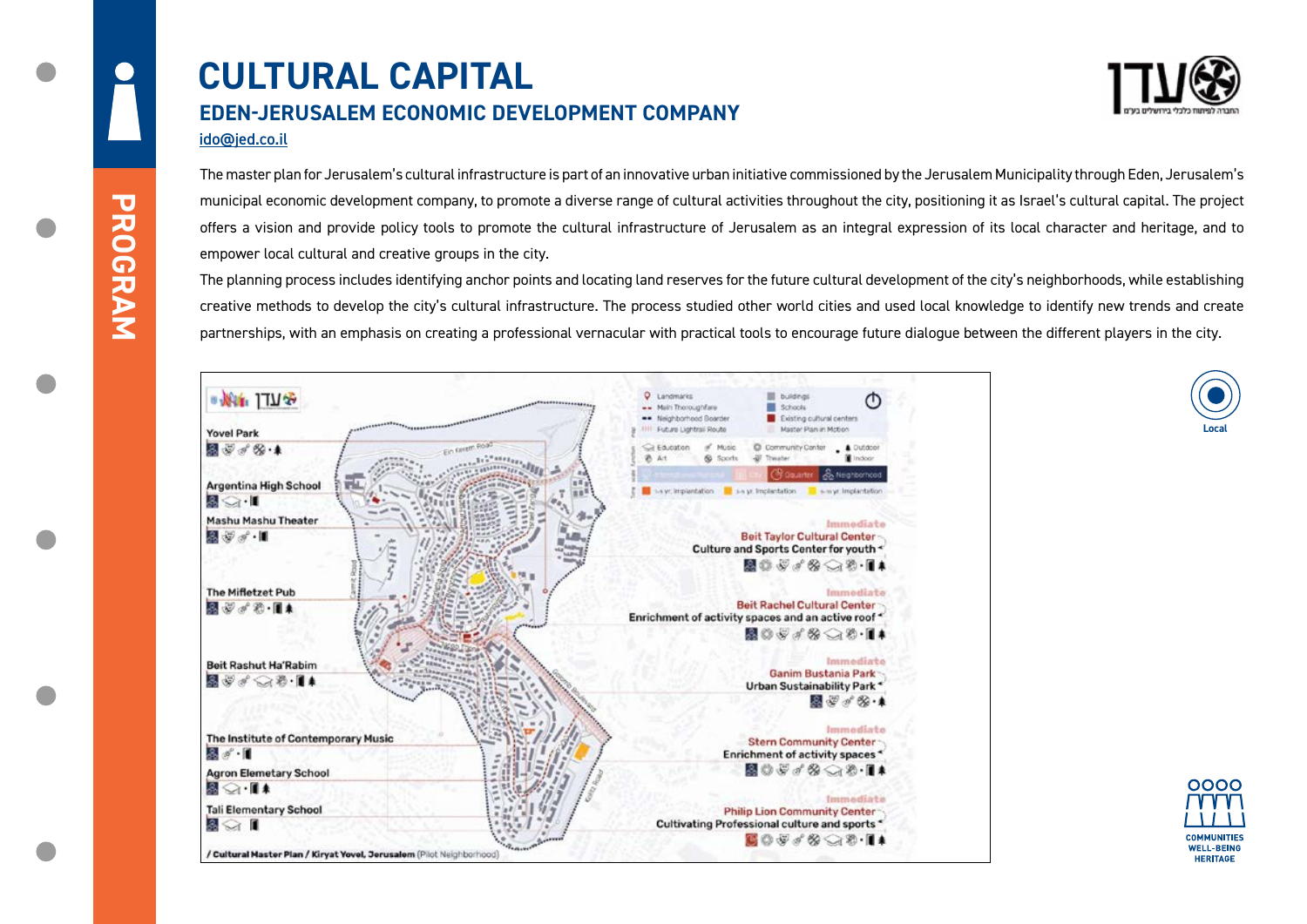# CULTURAL CAPITAL

## EDEN-JERUSALEM ECONOMIC DEVELOPMENT COMPANY

ido@jed.co.il

The master plan for Jerusalem's cultural infrastructure is part of an innovative urban initiative commissioned by the Jerusalem Municipality through Eden, Jerusalem's municipal economic development company, to promote a diverse range of cultural activities throughout the city, positioning it as Israel's cultural capital. The project offers a vision and provide policy tools to promote the cultural infrastructure of Jerusalem as an integral expression of its local character and heritage, and to empower local cultural and creative groups in the city.

The planning process includes identifying anchor points and locating land reserves for the future cultural development of the city's neighborhoods, while establishing creative methods to develop the city's cultural infrastructure. The process studied other world cities and used local knowledge to identify new trends and create partnerships, with an emphasis on creating a professional vernacular with practical tools to encourage future dialogue between the different players in the city.

Yovel Park

Argentina High School

Mashu Mashu Theater

The Mifletzet Pub

Beit Rashut Ha'Rabim

The Institute of Contemporary Music

Agron Elemetary School

Tali Elementary School

Immediate
Beit Taylor Cultural Center
Culture and Sports Center for youth

Immediate
Beit Rachel Cultural Center
Enrichment of activity spaces and an active roof

Immediate
Ganim Bustania Park
Urban Sustainability Park

Immediate
Stern Community Center
Enrichment of activity spaces

Immediate
Philip Lion Community Center
Cultivating Professional culture and sports

/ Cultural Master Plan / Kiryat Yovel, Jerusalem (Pilot Neighborhood)

Local

COMMUNITIES
WELL-BEING
HERITAGE